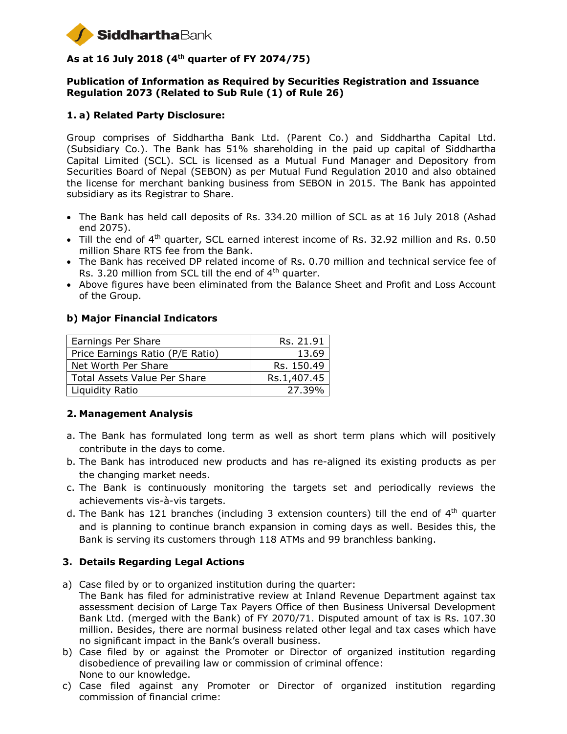SiddharthaBank

## As at 16 July 2018 (4th quarter of FY 2074/75)

### Publication of Information as Required by Securities Registration and Issuance Regulation 2073 (Related to Sub Rule (1) of Rule 26)

### 1. a) Related Party Disclosure:

Group comprises of Siddhartha Bank Ltd. (Parent Co.) and Siddhartha Capital Ltd. (Subsidiary Co.). The Bank has 51% shareholding in the paid up capital of Siddhartha Capital Limited (SCL). SCL is licensed as a Mutual Fund Manager and Depository from Securities Board of Nepal (SEBON) as per Mutual Fund Regulation 2010 and also obtained the license for merchant banking business from SEBON in 2015. The Bank has appointed subsidiary as its Registrar to Share.

- The Bank has held call deposits of Rs. 334.20 million of SCL as at 16 July 2018 (Ashad end 2075).
- Till the end of 4th quarter, SCL earned interest income of Rs. 32.92 million and Rs. 0.50 million Share RTS fee from the Bank.
- The Bank has received DP related income of Rs. 0.70 million and technical service fee of Rs. 3.20 million from SCL till the end of 4th quarter.
- Above figures have been eliminated from the Balance Sheet and Profit and Loss Account of the Group.

### b) Major Financial Indicators

| | |
|---|---|
| Earnings Per Share | Rs. 21.91 |
| Price Earnings Ratio (P/E Ratio) | 13.69 |
| Net Worth Per Share | Rs. 150.49 |
| Total Assets Value Per Share | Rs.1,407.45 |
| Liquidity Ratio | 27.39% |

### 2. Management Analysis

a. The Bank has formulated long term as well as short term plans which will positively contribute in the days to come.

b. The Bank has introduced new products and has re-aligned its existing products as per the changing market needs.

c. The Bank is continuously monitoring the targets set and periodically reviews the achievements vis-à-vis targets.

d. The Bank has 121 branches (including 3 extension counters) till the end of 4th quarter and is planning to continue branch expansion in coming days as well. Besides this, the Bank is serving its customers through 118 ATMs and 99 branchless banking.

### 3. Details Regarding Legal Actions

a) Case filed by or to organized institution during the quarter:
The Bank has filed for administrative review at Inland Revenue Department against tax assessment decision of Large Tax Payers Office of then Business Universal Development Bank Ltd. (merged with the Bank) of FY 2070/71. Disputed amount of tax is Rs. 107.30 million. Besides, there are normal business related other legal and tax cases which have no significant impact in the Bank's overall business.

b) Case filed by or against the Promoter or Director of organized institution regarding disobedience of prevailing law or commission of criminal offence:
None to our knowledge.

c) Case filed against any Promoter or Director of organized institution regarding commission of financial crime: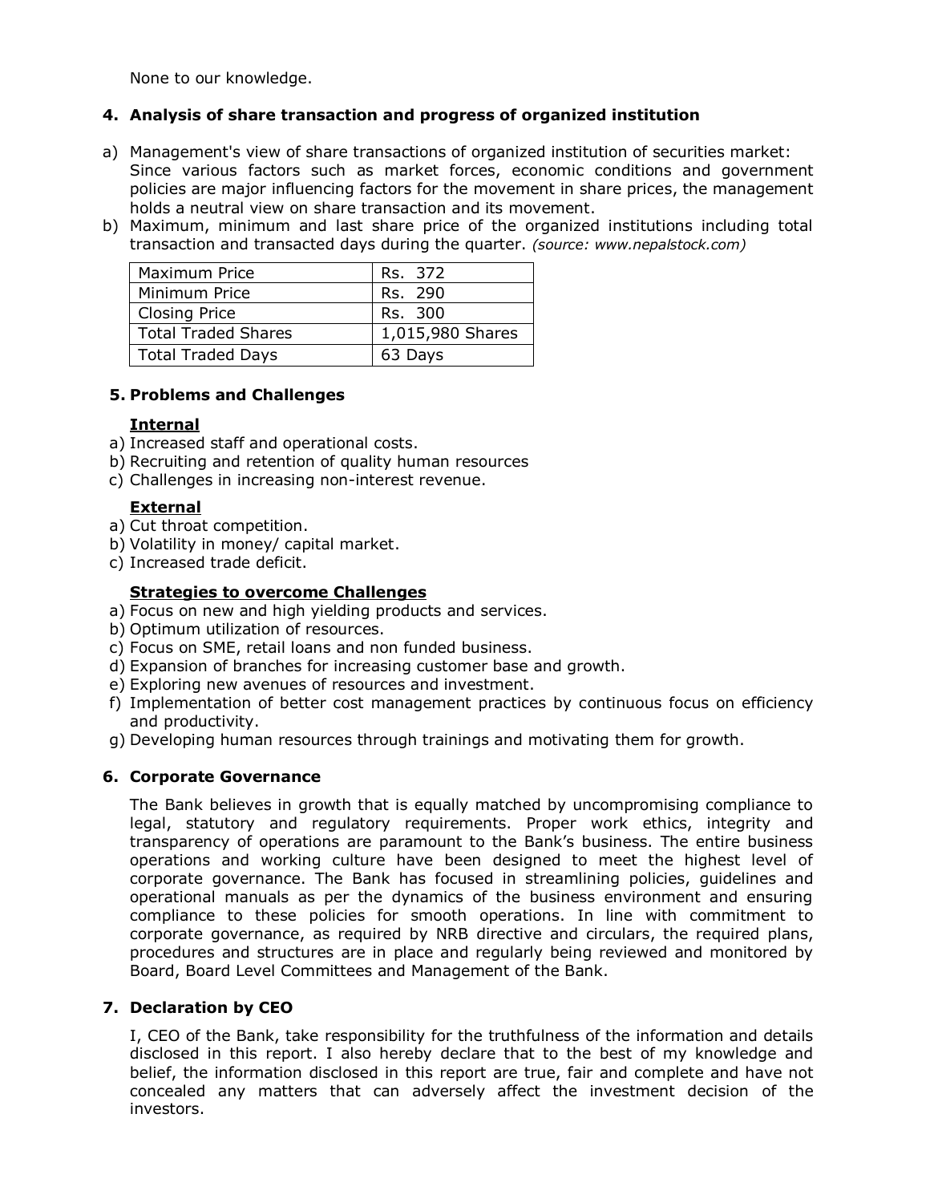None to our knowledge.

## 4. Analysis of share transaction and progress of organized institution

a) Management's view of share transactions of organized institution of securities market: Since various factors such as market forces, economic conditions and government policies are major influencing factors for the movement in share prices, the management holds a neutral view on share transaction and its movement.

b) Maximum, minimum and last share price of the organized institutions including total transaction and transacted days during the quarter. *(source: www.nepalstock.com)*

| | |
|---|---|
| Maximum Price | Rs. 372 |
| Minimum Price | Rs. 290 |
| Closing Price | Rs. 300 |
| Total Traded Shares | 1,015,980 Shares |
| Total Traded Days | 63 Days |

## 5. Problems and Challenges

**Internal**

a) Increased staff and operational costs.
b) Recruiting and retention of quality human resources
c) Challenges in increasing non-interest revenue.

**External**

a) Cut throat competition.
b) Volatility in money/ capital market.
c) Increased trade deficit.

**Strategies to overcome Challenges**

a) Focus on new and high yielding products and services.
b) Optimum utilization of resources.
c) Focus on SME, retail loans and non funded business.
d) Expansion of branches for increasing customer base and growth.
e) Exploring new avenues of resources and investment.
f) Implementation of better cost management practices by continuous focus on efficiency and productivity.
g) Developing human resources through trainings and motivating them for growth.

## 6. Corporate Governance

The Bank believes in growth that is equally matched by uncompromising compliance to legal, statutory and regulatory requirements. Proper work ethics, integrity and transparency of operations are paramount to the Bank's business. The entire business operations and working culture have been designed to meet the highest level of corporate governance. The Bank has focused in streamlining policies, guidelines and operational manuals as per the dynamics of the business environment and ensuring compliance to these policies for smooth operations. In line with commitment to corporate governance, as required by NRB directive and circulars, the required plans, procedures and structures are in place and regularly being reviewed and monitored by Board, Board Level Committees and Management of the Bank.

## 7. Declaration by CEO

I, CEO of the Bank, take responsibility for the truthfulness of the information and details disclosed in this report. I also hereby declare that to the best of my knowledge and belief, the information disclosed in this report are true, fair and complete and have not concealed any matters that can adversely affect the investment decision of the investors.